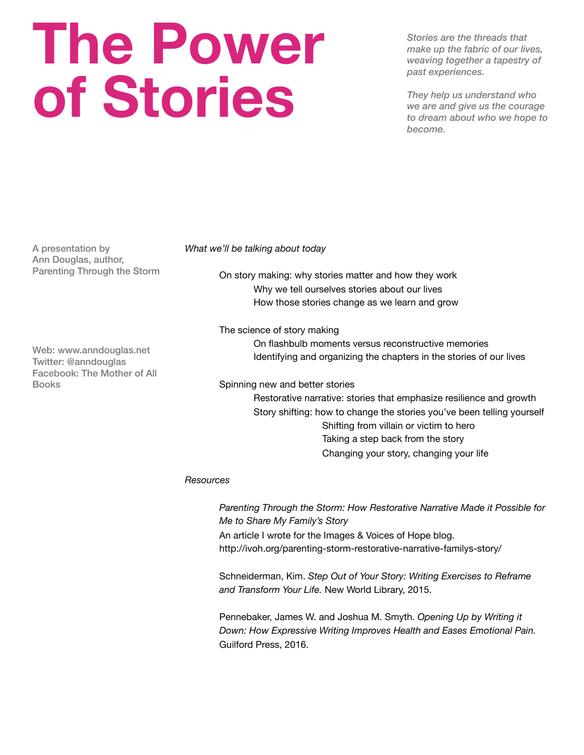# The Power of Stories

*Stories are the threads that make up the fabric of our lives, weaving together a tapestry of past experiences.*

*They help us understand who we are and give us the courage to dream about who we hope to become.*

A presentation by
Ann Douglas, author,
Parenting Through the Storm

Web: www.anndouglas.net
Twitter: @anndouglas
Facebook: The Mother of All Books

*What we'll be talking about today*

- On story making: why stories matter and how they work
  - Why we tell ourselves stories about our lives
  - How those stories change as we learn and grow
- The science of story making
  - On flashbulb moments versus reconstructive memories
  - Identifying and organizing the chapters in the stories of our lives
- Spinning new and better stories
  - Restorative narrative: stories that emphasize resilience and growth
  - Story shifting: how to change the stories you've been telling yourself
    - Shifting from villain or victim to hero
    - Taking a step back from the story
    - Changing your story, changing your life

*Resources*

*Parenting Through the Storm: How Restorative Narrative Made it Possible for Me to Share My Family's Story*
An article I wrote for the Images & Voices of Hope blog.
http://ivoh.org/parenting-storm-restorative-narrative-familys-story/

Schneiderman, Kim. *Step Out of Your Story: Writing Exercises to Reframe and Transform Your Life.* New World Library, 2015.

Pennebaker, James W. and Joshua M. Smyth. *Opening Up by Writing it Down: How Expressive Writing Improves Health and Eases Emotional Pain.* Guilford Press, 2016.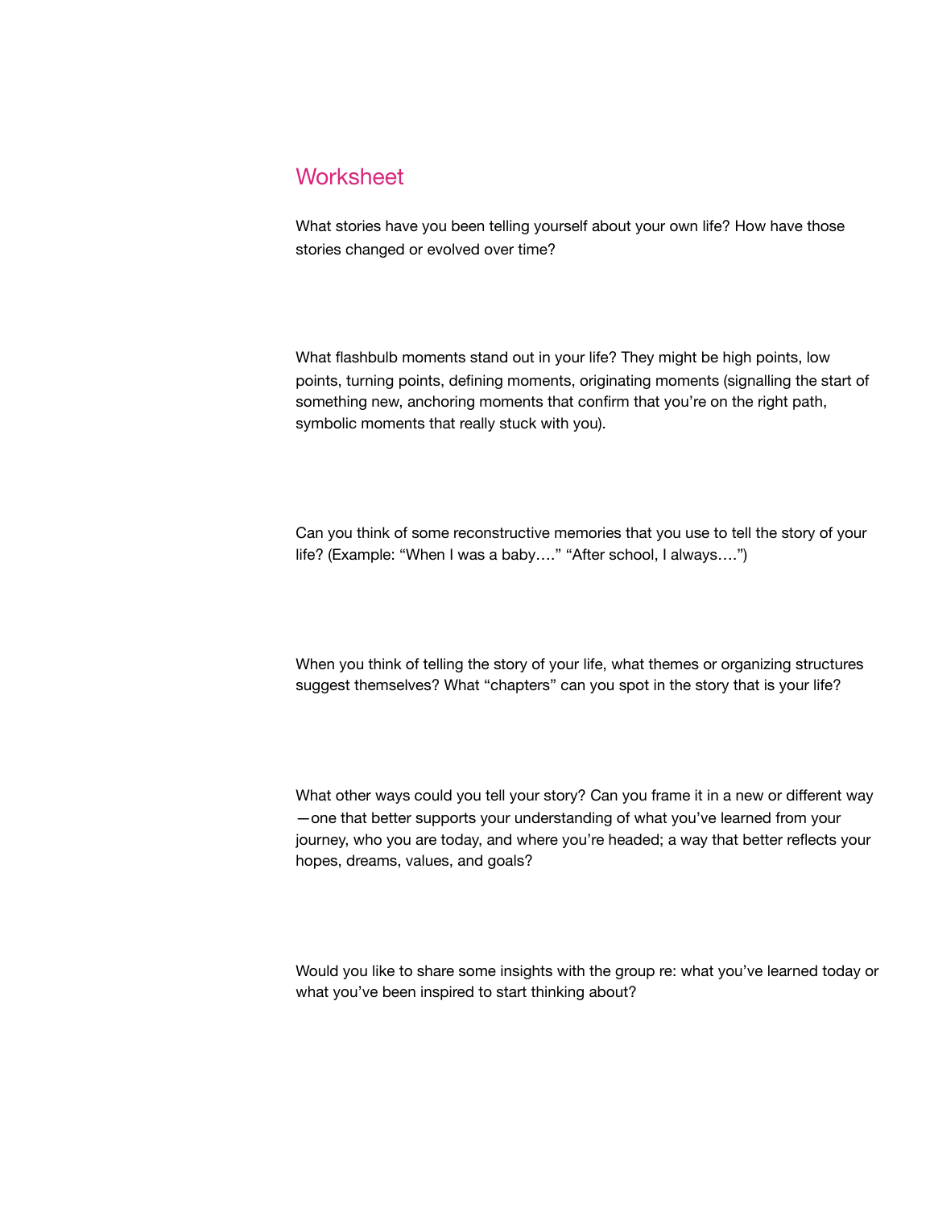## Worksheet

What stories have you been telling yourself about your own life? How have those stories changed or evolved over time?

What flashbulb moments stand out in your life? They might be high points, low points, turning points, defining moments, originating moments (signalling the start of something new, anchoring moments that confirm that you're on the right path, symbolic moments that really stuck with you).

Can you think of some reconstructive memories that you use to tell the story of your life? (Example: "When I was a baby…." "After school, I always….")

When you think of telling the story of your life, what themes or organizing structures suggest themselves? What "chapters" can you spot in the story that is your life?

What other ways could you tell your story? Can you frame it in a new or different way—one that better supports your understanding of what you've learned from your journey, who you are today, and where you're headed; a way that better reflects your hopes, dreams, values, and goals?

Would you like to share some insights with the group re: what you've learned today or what you've been inspired to start thinking about?